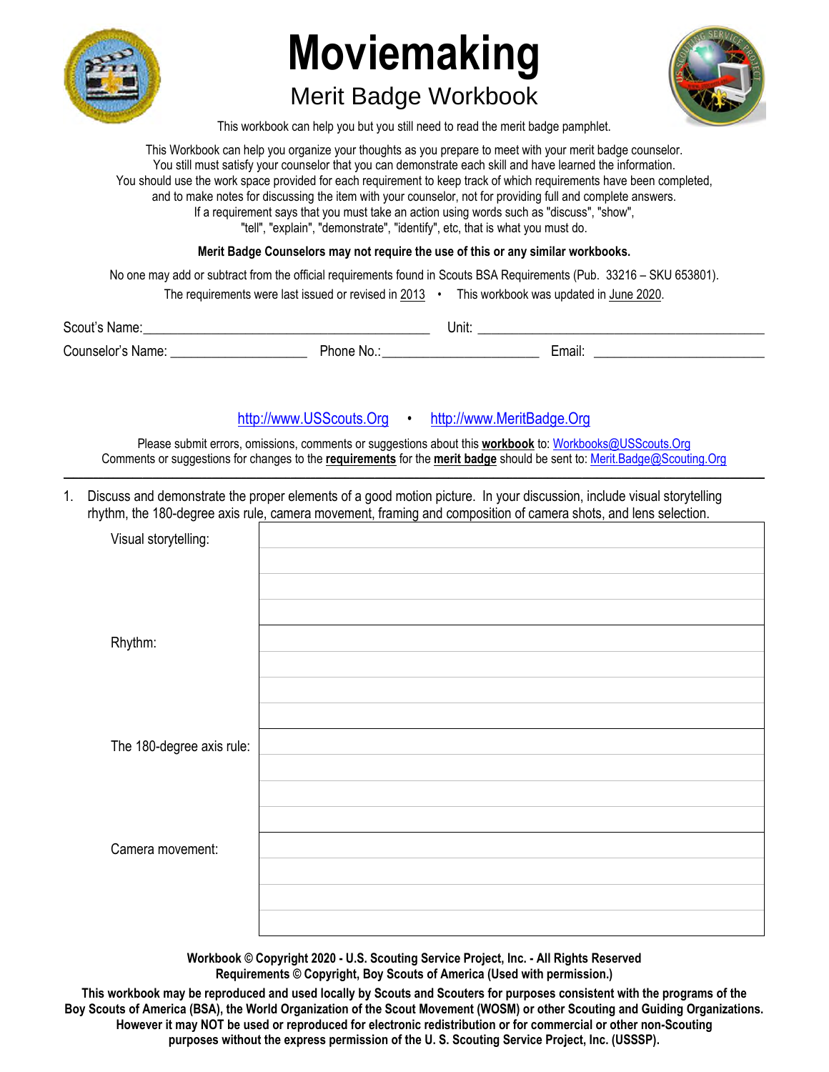# Moviemaking

## Merit Badge Workbook

This workbook can help you but you still need to read the merit badge pamphlet.

This Workbook can help you organize your thoughts as you prepare to meet with your merit badge counselor.
You still must satisfy your counselor that you can demonstrate each skill and have learned the information.
You should use the work space provided for each requirement to keep track of which requirements have been completed, and to make notes for discussing the item with your counselor, not for providing full and complete answers.
If a requirement says that you must take an action using words such as "discuss", "show", "tell", "explain", "demonstrate", "identify", etc, that is what you must do.

**Merit Badge Counselors may not require the use of this or any similar workbooks.**

No one may add or subtract from the official requirements found in Scouts BSA Requirements (Pub. 33216 – SKU 653801).

The requirements were last issued or revised in 2013 • This workbook was updated in June 2020.

Scout's Name:________________________________________ Unit: ___________________________________________

Counselor's Name: ___________________ Phone No.:______________________ Email: ________________________

http://www.USScouts.Org • http://www.MeritBadge.Org

Please submit errors, omissions, comments or suggestions about this **workbook** to: Workbooks@USScouts.Org
Comments or suggestions for changes to the **requirements** for the **merit badge** should be sent to: Merit.Badge@Scouting.Org

---

1. Discuss and demonstrate the proper elements of a good motion picture. In your discussion, include visual storytelling rhythm, the 180-degree axis rule, camera movement, framing and composition of camera shots, and lens selection.

| | |
|---|---|
| Visual storytelling: | |
| Rhythm: | |
| The 180-degree axis rule: | |
| Camera movement: | |

**Workbook © Copyright 2020 - U.S. Scouting Service Project, Inc. - All Rights Reserved**
**Requirements © Copyright, Boy Scouts of America (Used with permission.)**

**This workbook may be reproduced and used locally by Scouts and Scouters for purposes consistent with the programs of the Boy Scouts of America (BSA), the World Organization of the Scout Movement (WOSM) or other Scouting and Guiding Organizations. However it may NOT be used or reproduced for electronic redistribution or for commercial or other non-Scouting purposes without the express permission of the U. S. Scouting Service Project, Inc. (USSSP).**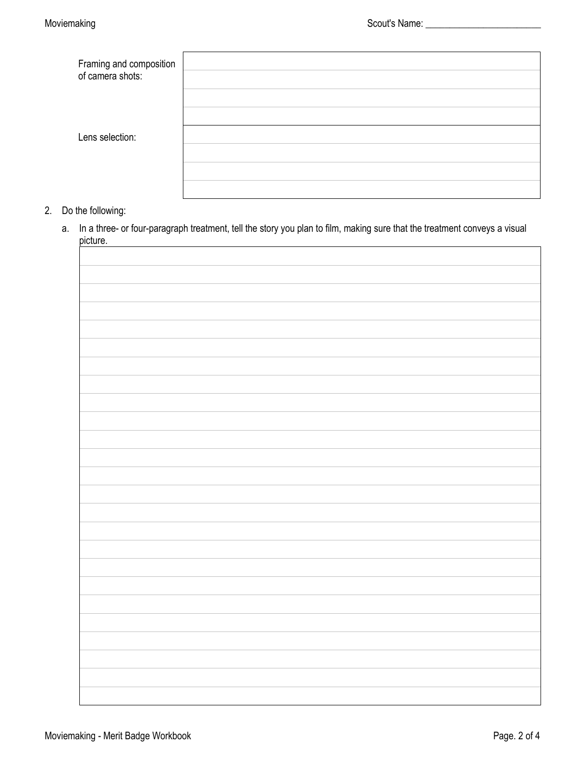| | |
|---|---|
| Framing and composition of camera shots: | |
| Lens selection: | |

2. Do the following:

   a. In a three- or four-paragraph treatment, tell the story you plan to film, making sure that the treatment conveys a visual picture.

| |
|---|
| |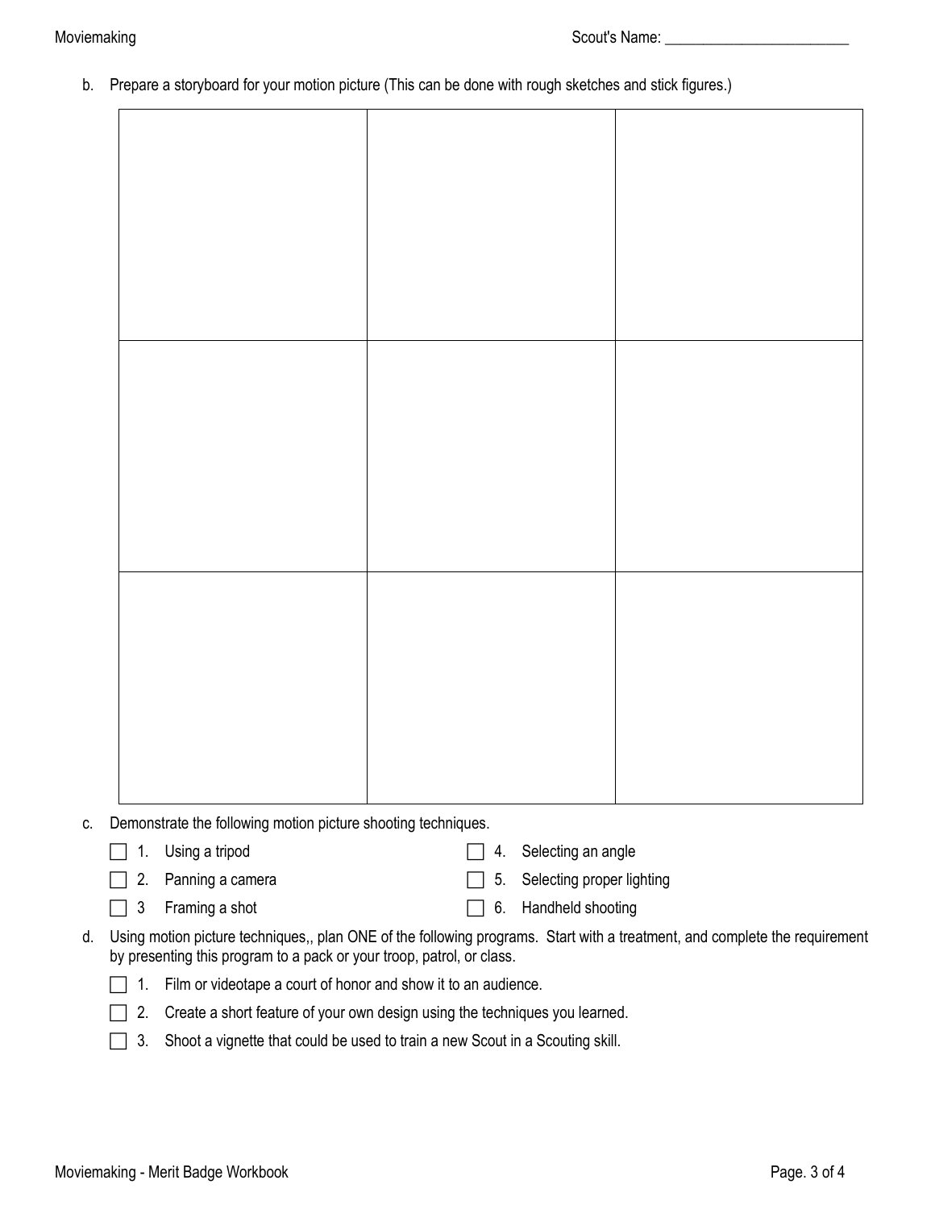Scout's Name: ________________________

b. Prepare a storyboard for your motion picture (This can be done with rough sketches and stick figures.)

| | | |
|---|---|---|
| | | |
| | | |
| | | |

c. Demonstrate the following motion picture shooting techniques.

- ☐ 1. Using a tripod
- ☐ 2. Panning a camera
- ☐ 3 Framing a shot
- ☐ 4. Selecting an angle
- ☐ 5. Selecting proper lighting
- ☐ 6. Handheld shooting

d. Using motion picture techniques,, plan ONE of the following programs. Start with a treatment, and complete the requirement by presenting this program to a pack or your troop, patrol, or class.

- ☐ 1. Film or videotape a court of honor and show it to an audience.
- ☐ 2. Create a short feature of your own design using the techniques you learned.
- ☐ 3. Shoot a vignette that could be used to train a new Scout in a Scouting skill.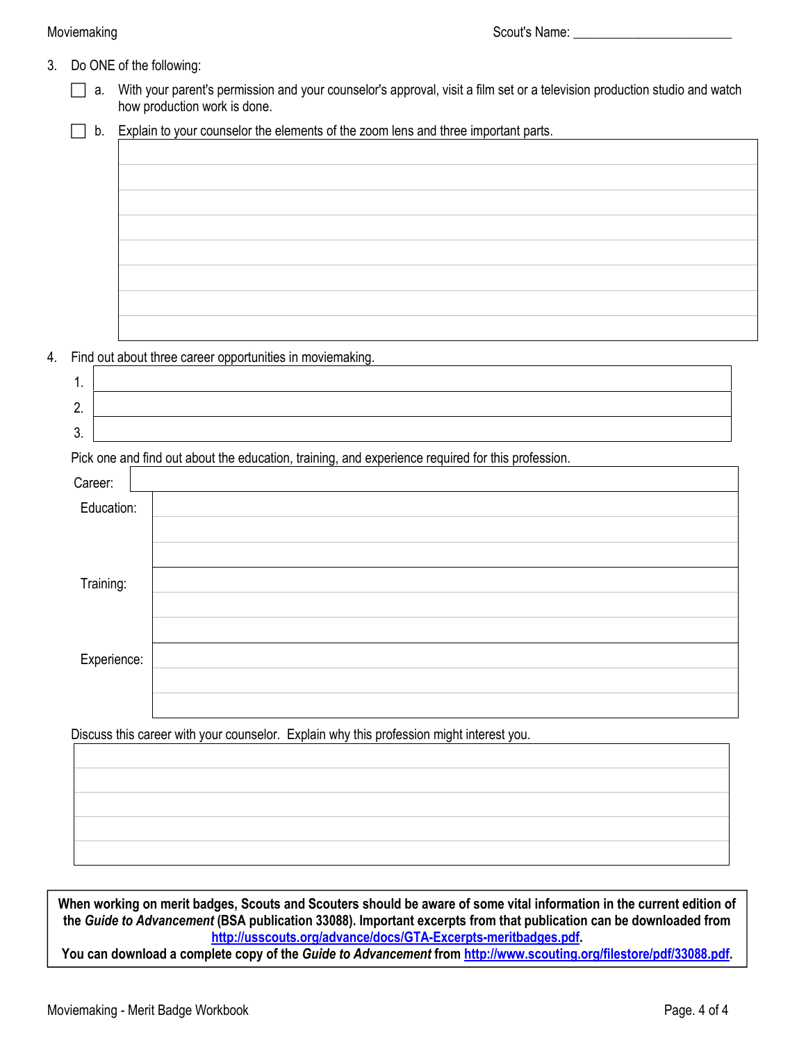3. Do ONE of the following:

- [ ] a. With your parent's permission and your counselor's approval, visit a film set or a television production studio and watch how production work is done.
- [ ] b. Explain to your counselor the elements of the zoom lens and three important parts.

4. Find out about three career opportunities in moviemaking.

| | |
|---|---|
| 1. | |
| 2. | |
| 3. | |

Pick one and find out about the education, training, and experience required for this profession.

| | |
|---|---|
| Career: | |
| Education: | |
| Training: | |
| Experience: | |

Discuss this career with your counselor. Explain why this profession might interest you.

**When working on merit badges, Scouts and Scouters should be aware of some vital information in the current edition of the *Guide to Advancement* (BSA publication 33088). Important excerpts from that publication can be downloaded from http://usscouts.org/advance/docs/GTA-Excerpts-meritbadges.pdf.**
**You can download a complete copy of the *Guide to Advancement* from http://www.scouting.org/filestore/pdf/33088.pdf.**